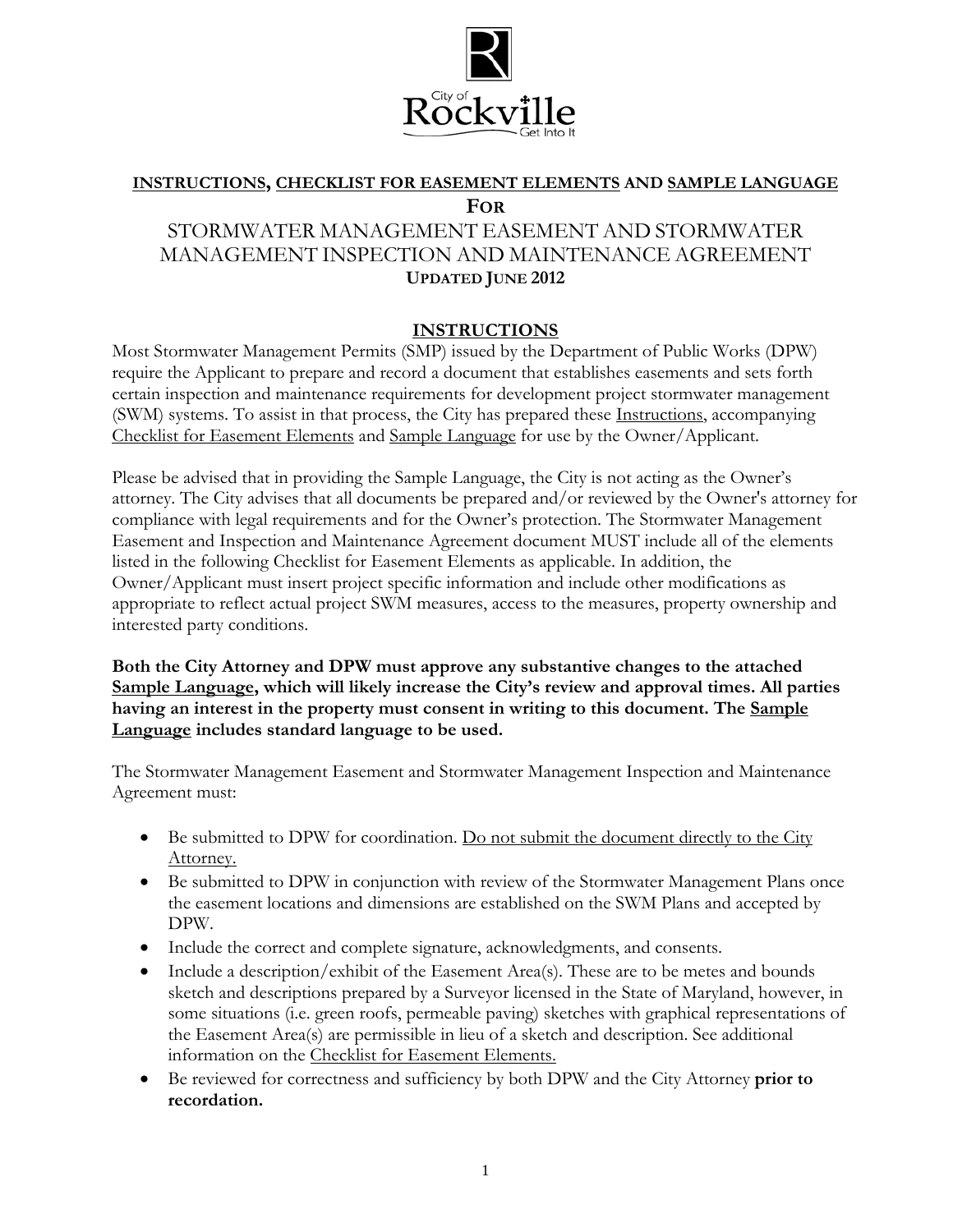City of Rockville — Get Into It

## INSTRUCTIONS, CHECKLIST FOR EASEMENT ELEMENTS AND SAMPLE LANGUAGE

**FOR**

# STORMWATER MANAGEMENT EASEMENT AND STORMWATER MANAGEMENT INSPECTION AND MAINTENANCE AGREEMENT

**UPDATED JUNE 2012**

## INSTRUCTIONS

Most Stormwater Management Permits (SMP) issued by the Department of Public Works (DPW) require the Applicant to prepare and record a document that establishes easements and sets forth certain inspection and maintenance requirements for development project stormwater management (SWM) systems. To assist in that process, the City has prepared these Instructions, accompanying Checklist for Easement Elements and Sample Language for use by the Owner/Applicant.

Please be advised that in providing the Sample Language, the City is not acting as the Owner's attorney. The City advises that all documents be prepared and/or reviewed by the Owner's attorney for compliance with legal requirements and for the Owner's protection. The Stormwater Management Easement and Inspection and Maintenance Agreement document MUST include all of the elements listed in the following Checklist for Easement Elements as applicable. In addition, the Owner/Applicant must insert project specific information and include other modifications as appropriate to reflect actual project SWM measures, access to the measures, property ownership and interested party conditions.

**Both the City Attorney and DPW must approve any substantive changes to the attached Sample Language, which will likely increase the City's review and approval times. All parties having an interest in the property must consent in writing to this document. The Sample Language includes standard language to be used.**

The Stormwater Management Easement and Stormwater Management Inspection and Maintenance Agreement must:

- Be submitted to DPW for coordination. Do not submit the document directly to the City Attorney.
- Be submitted to DPW in conjunction with review of the Stormwater Management Plans once the easement locations and dimensions are established on the SWM Plans and accepted by DPW.
- Include the correct and complete signature, acknowledgments, and consents.
- Include a description/exhibit of the Easement Area(s). These are to be metes and bounds sketch and descriptions prepared by a Surveyor licensed in the State of Maryland, however, in some situations (i.e. green roofs, permeable paving) sketches with graphical representations of the Easement Area(s) are permissible in lieu of a sketch and description. See additional information on the Checklist for Easement Elements.
- Be reviewed for correctness and sufficiency by both DPW and the City Attorney **prior to recordation.**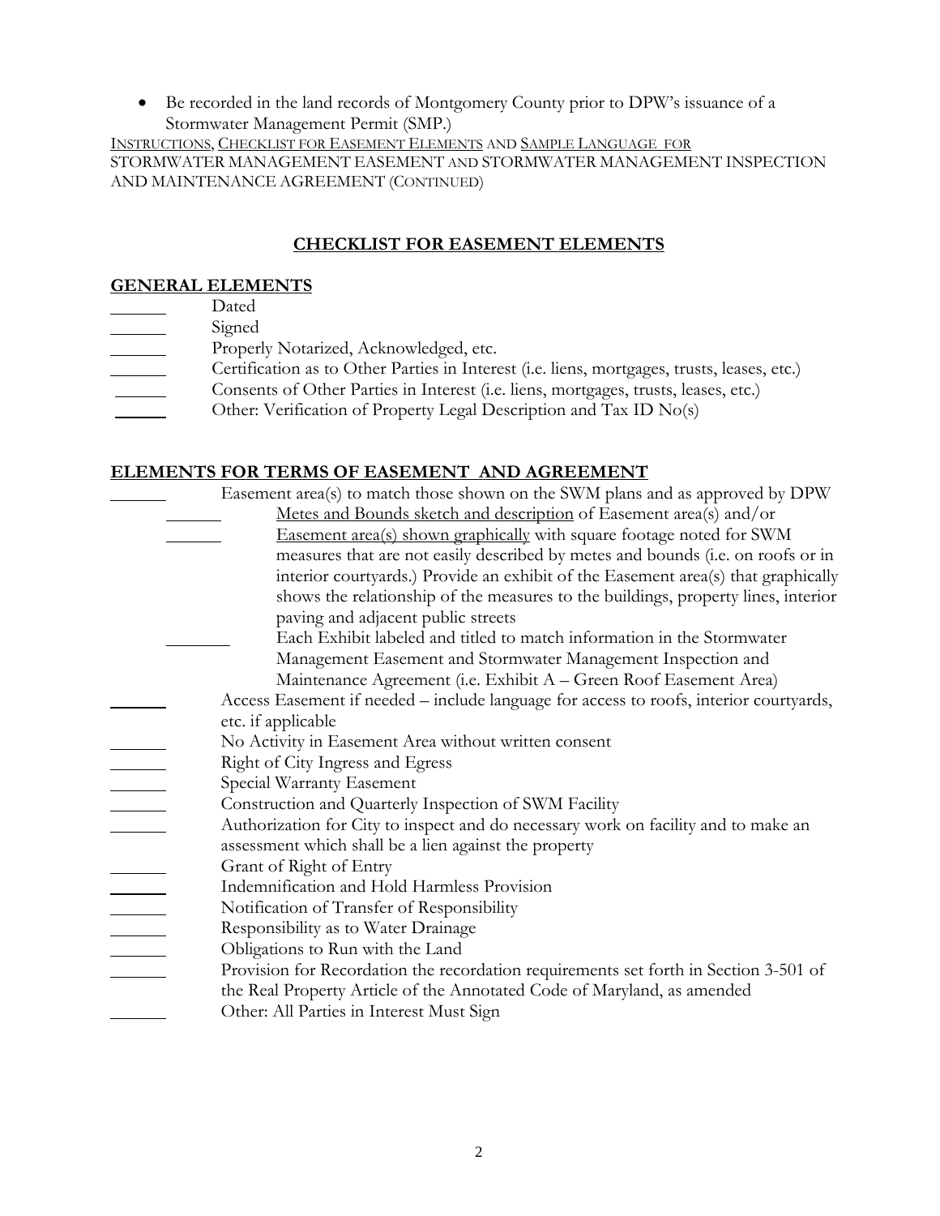- Be recorded in the land records of Montgomery County prior to DPW's issuance of a Stormwater Management Permit (SMP.)

INSTRUCTIONS, CHECKLIST FOR EASEMENT ELEMENTS AND SAMPLE LANGUAGE FOR STORMWATER MANAGEMENT EASEMENT AND STORMWATER MANAGEMENT INSPECTION AND MAINTENANCE AGREEMENT (CONTINUED)

## CHECKLIST FOR EASEMENT ELEMENTS

### GENERAL ELEMENTS

______ Dated
______ Signed
______ Properly Notarized, Acknowledged, etc.
______ Certification as to Other Parties in Interest (i.e. liens, mortgages, trusts, leases, etc.)
______ Consents of Other Parties in Interest (i.e. liens, mortgages, trusts, leases, etc.)
______ Other: Verification of Property Legal Description and Tax ID No(s)

### ELEMENTS FOR TERMS OF EASEMENT AND AGREEMENT

______ Easement area(s) to match those shown on the SWM plans and as approved by DPW
  - ______ Metes and Bounds sketch and description of Easement area(s) and/or
  - ______ Easement area(s) shown graphically with square footage noted for SWM measures that are not easily described by metes and bounds (i.e. on roofs or in interior courtyards.) Provide an exhibit of the Easement area(s) that graphically shows the relationship of the measures to the buildings, property lines, interior paving and adjacent public streets
  - ______ Each Exhibit labeled and titled to match information in the Stormwater Management Easement and Stormwater Management Inspection and Maintenance Agreement (i.e. Exhibit A – Green Roof Easement Area)

______ Access Easement if needed – include language for access to roofs, interior courtyards, etc. if applicable
______ No Activity in Easement Area without written consent
______ Right of City Ingress and Egress
______ Special Warranty Easement
______ Construction and Quarterly Inspection of SWM Facility
______ Authorization for City to inspect and do necessary work on facility and to make an assessment which shall be a lien against the property
______ Grant of Right of Entry
______ Indemnification and Hold Harmless Provision
______ Notification of Transfer of Responsibility
______ Responsibility as to Water Drainage
______ Obligations to Run with the Land
______ Provision for Recordation the recordation requirements set forth in Section 3-501 of the Real Property Article of the Annotated Code of Maryland, as amended
______ Other: All Parties in Interest Must Sign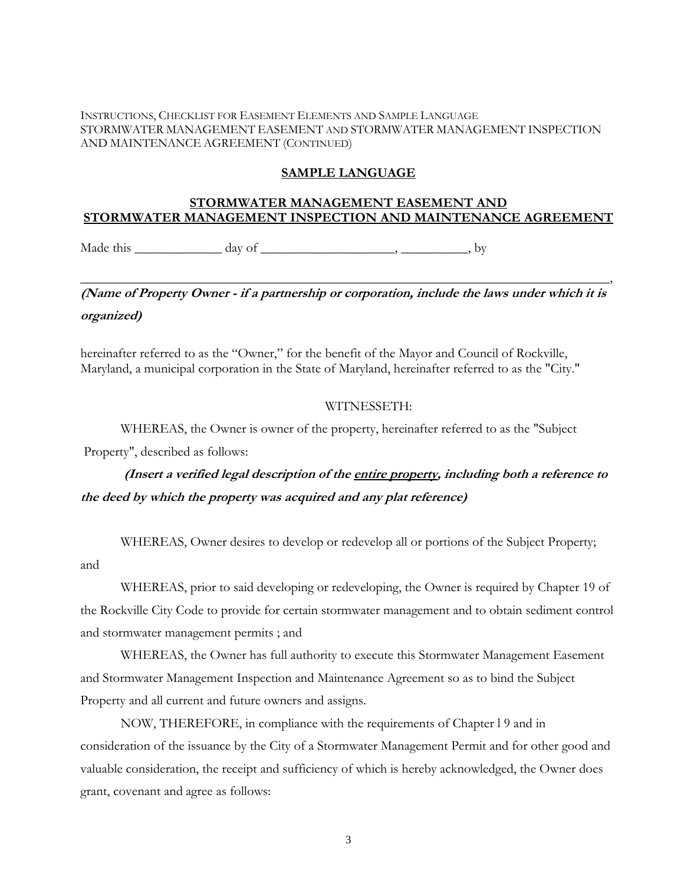INSTRUCTIONS, CHECKLIST FOR EASEMENT ELEMENTS AND SAMPLE LANGUAGE
STORMWATER MANAGEMENT EASEMENT AND STORMWATER MANAGEMENT INSPECTION AND MAINTENANCE AGREEMENT (CONTINUED)

## SAMPLE LANGUAGE

## STORMWATER MANAGEMENT EASEMENT AND STORMWATER MANAGEMENT INSPECTION AND MAINTENANCE AGREEMENT

Made this _____________ day of ____________________, __________, by

______________________________________________________________________________,

***(Name of Property Owner - if a partnership or corporation, include the laws under which it is organized)***

hereinafter referred to as the "Owner," for the benefit of the Mayor and Council of Rockville, Maryland, a municipal corporation in the State of Maryland, hereinafter referred to as the "City."

WITNESSETH:

WHEREAS, the Owner is owner of the property, hereinafter referred to as the "Subject Property", described as follows:

***(Insert a verified legal description of the entire property, including both a reference to the deed by which the property was acquired and any plat reference)***

WHEREAS, Owner desires to develop or redevelop all or portions of the Subject Property; and

WHEREAS, prior to said developing or redeveloping, the Owner is required by Chapter 19 of the Rockville City Code to provide for certain stormwater management and to obtain sediment control and stormwater management permits ; and

WHEREAS, the Owner has full authority to execute this Stormwater Management Easement and Stormwater Management Inspection and Maintenance Agreement so as to bind the Subject Property and all current and future owners and assigns.

NOW, THEREFORE, in compliance with the requirements of Chapter l 9 and in consideration of the issuance by the City of a Stormwater Management Permit and for other good and valuable consideration, the receipt and sufficiency of which is hereby acknowledged, the Owner does grant, covenant and agree as follows: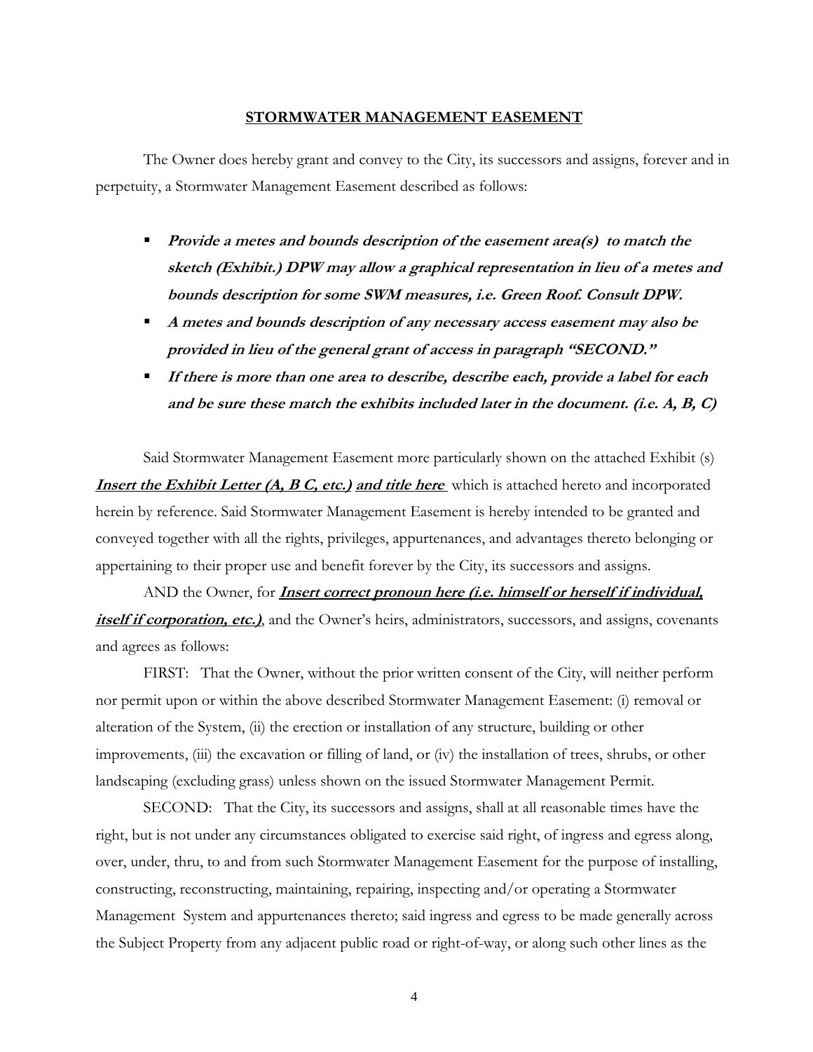## STORMWATER MANAGEMENT EASEMENT

The Owner does hereby grant and convey to the City, its successors and assigns, forever and in perpetuity, a Stormwater Management Easement described as follows:

- ***Provide a metes and bounds description of the easement area(s) to match the sketch (Exhibit.) DPW may allow a graphical representation in lieu of a metes and bounds description for some SWM measures, i.e. Green Roof. Consult DPW.***
- ***A metes and bounds description of any necessary access easement may also be provided in lieu of the general grant of access in paragraph "SECOND."***
- ***If there is more than one area to describe, describe each, provide a label for each and be sure these match the exhibits included later in the document. (i.e. A, B, C)***

Said Stormwater Management Easement more particularly shown on the attached Exhibit (s) ***Insert the Exhibit Letter (A, B C, etc.) and title here*** which is attached hereto and incorporated herein by reference. Said Stormwater Management Easement is hereby intended to be granted and conveyed together with all the rights, privileges, appurtenances, and advantages thereto belonging or appertaining to their proper use and benefit forever by the City, its successors and assigns.

AND the Owner, for ***Insert correct pronoun here (i.e. himself or herself if individual, itself if corporation, etc.)***, and the Owner's heirs, administrators, successors, and assigns, covenants and agrees as follows:

FIRST: That the Owner, without the prior written consent of the City, will neither perform nor permit upon or within the above described Stormwater Management Easement: (i) removal or alteration of the System, (ii) the erection or installation of any structure, building or other improvements, (iii) the excavation or filling of land, or (iv) the installation of trees, shrubs, or other landscaping (excluding grass) unless shown on the issued Stormwater Management Permit.

SECOND: That the City, its successors and assigns, shall at all reasonable times have the right, but is not under any circumstances obligated to exercise said right, of ingress and egress along, over, under, thru, to and from such Stormwater Management Easement for the purpose of installing, constructing, reconstructing, maintaining, repairing, inspecting and/or operating a Stormwater Management System and appurtenances thereto; said ingress and egress to be made generally across the Subject Property from any adjacent public road or right-of-way, or along such other lines as the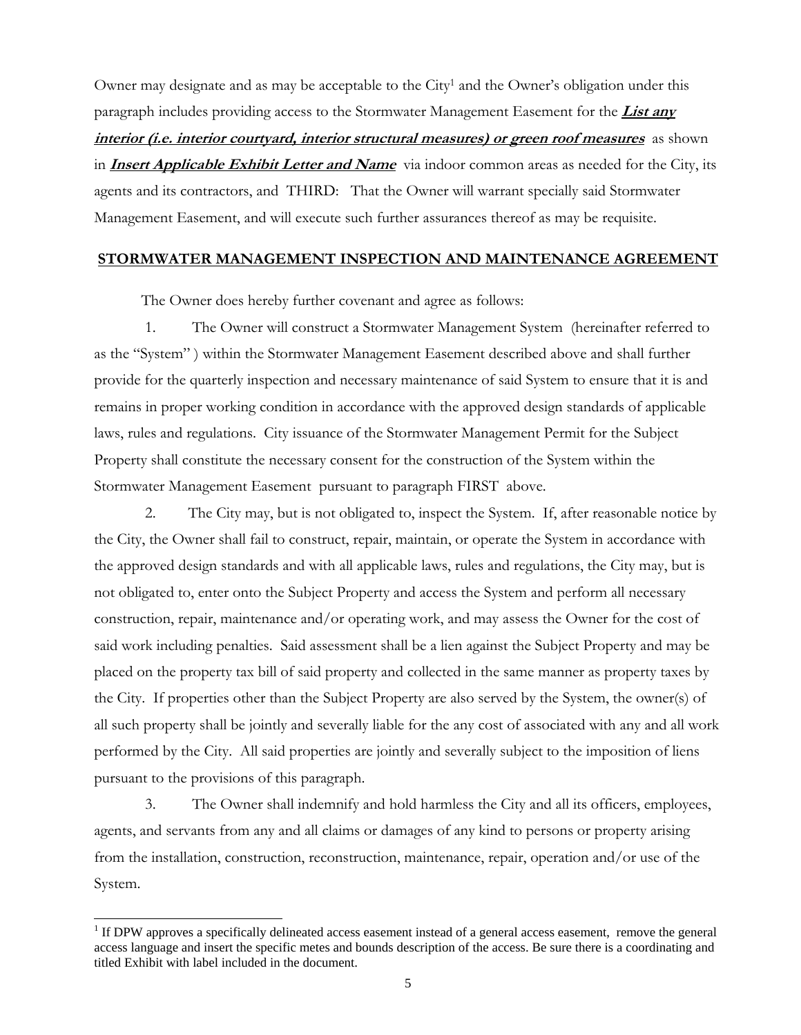Owner may designate and as may be acceptable to the City[1] and the Owner's obligation under this paragraph includes providing access to the Stormwater Management Easement for the ***List any interior (i.e. interior courtyard, interior structural measures) or green roof measures*** as shown in ***Insert Applicable Exhibit Letter and Name*** via indoor common areas as needed for the City, its agents and its contractors, and THIRD: That the Owner will warrant specially said Stormwater Management Easement, and will execute such further assurances thereof as may be requisite.

## STORMWATER MANAGEMENT INSPECTION AND MAINTENANCE AGREEMENT

The Owner does hereby further covenant and agree as follows:

1. The Owner will construct a Stormwater Management System (hereinafter referred to as the "System" ) within the Stormwater Management Easement described above and shall further provide for the quarterly inspection and necessary maintenance of said System to ensure that it is and remains in proper working condition in accordance with the approved design standards of applicable laws, rules and regulations. City issuance of the Stormwater Management Permit for the Subject Property shall constitute the necessary consent for the construction of the System within the Stormwater Management Easement pursuant to paragraph FIRST above.

2. The City may, but is not obligated to, inspect the System. If, after reasonable notice by the City, the Owner shall fail to construct, repair, maintain, or operate the System in accordance with the approved design standards and with all applicable laws, rules and regulations, the City may, but is not obligated to, enter onto the Subject Property and access the System and perform all necessary construction, repair, maintenance and/or operating work, and may assess the Owner for the cost of said work including penalties. Said assessment shall be a lien against the Subject Property and may be placed on the property tax bill of said property and collected in the same manner as property taxes by the City. If properties other than the Subject Property are also served by the System, the owner(s) of all such property shall be jointly and severally liable for the any cost of associated with any and all work performed by the City. All said properties are jointly and severally subject to the imposition of liens pursuant to the provisions of this paragraph.

3. The Owner shall indemnify and hold harmless the City and all its officers, employees, agents, and servants from any and all claims or damages of any kind to persons or property arising from the installation, construction, reconstruction, maintenance, repair, operation and/or use of the System.

---

[1] If DPW approves a specifically delineated access easement instead of a general access easement, remove the general access language and insert the specific metes and bounds description of the access. Be sure there is a coordinating and titled Exhibit with label included in the document.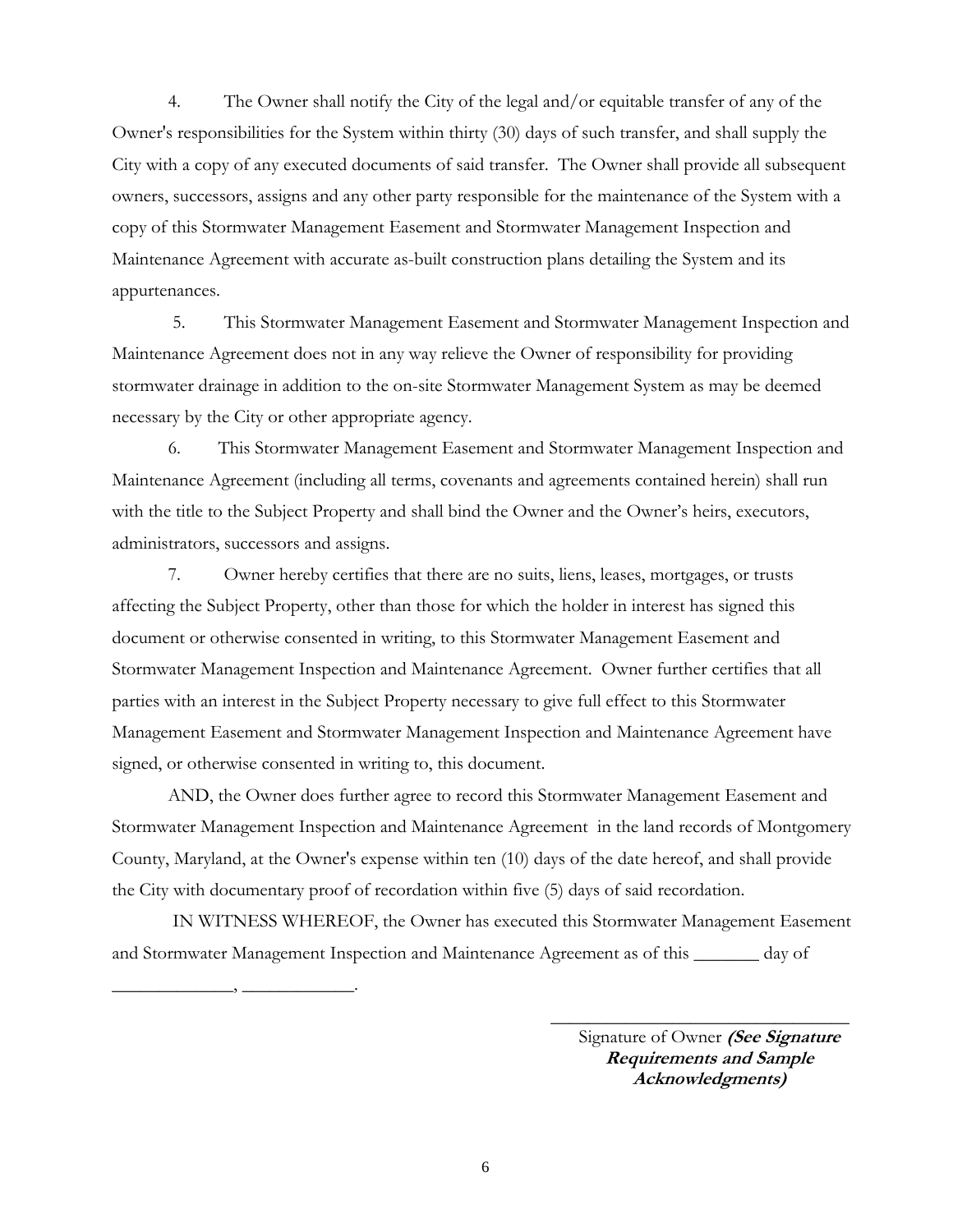4. The Owner shall notify the City of the legal and/or equitable transfer of any of the Owner's responsibilities for the System within thirty (30) days of such transfer, and shall supply the City with a copy of any executed documents of said transfer. The Owner shall provide all subsequent owners, successors, assigns and any other party responsible for the maintenance of the System with a copy of this Stormwater Management Easement and Stormwater Management Inspection and Maintenance Agreement with accurate as-built construction plans detailing the System and its appurtenances.

5. This Stormwater Management Easement and Stormwater Management Inspection and Maintenance Agreement does not in any way relieve the Owner of responsibility for providing stormwater drainage in addition to the on-site Stormwater Management System as may be deemed necessary by the City or other appropriate agency.

6. This Stormwater Management Easement and Stormwater Management Inspection and Maintenance Agreement (including all terms, covenants and agreements contained herein) shall run with the title to the Subject Property and shall bind the Owner and the Owner's heirs, executors, administrators, successors and assigns.

7. Owner hereby certifies that there are no suits, liens, leases, mortgages, or trusts affecting the Subject Property, other than those for which the holder in interest has signed this document or otherwise consented in writing, to this Stormwater Management Easement and Stormwater Management Inspection and Maintenance Agreement. Owner further certifies that all parties with an interest in the Subject Property necessary to give full effect to this Stormwater Management Easement and Stormwater Management Inspection and Maintenance Agreement have signed, or otherwise consented in writing to, this document.

AND, the Owner does further agree to record this Stormwater Management Easement and Stormwater Management Inspection and Maintenance Agreement in the land records of Montgomery County, Maryland, at the Owner's expense within ten (10) days of the date hereof, and shall provide the City with documentary proof of recordation within five (5) days of said recordation.

IN WITNESS WHEREOF, the Owner has executed this Stormwater Management Easement and Stormwater Management Inspection and Maintenance Agreement as of this _______ day of _____________, ____________.

_________________________________

Signature of Owner ***(See Signature Requirements and Sample Acknowledgments)***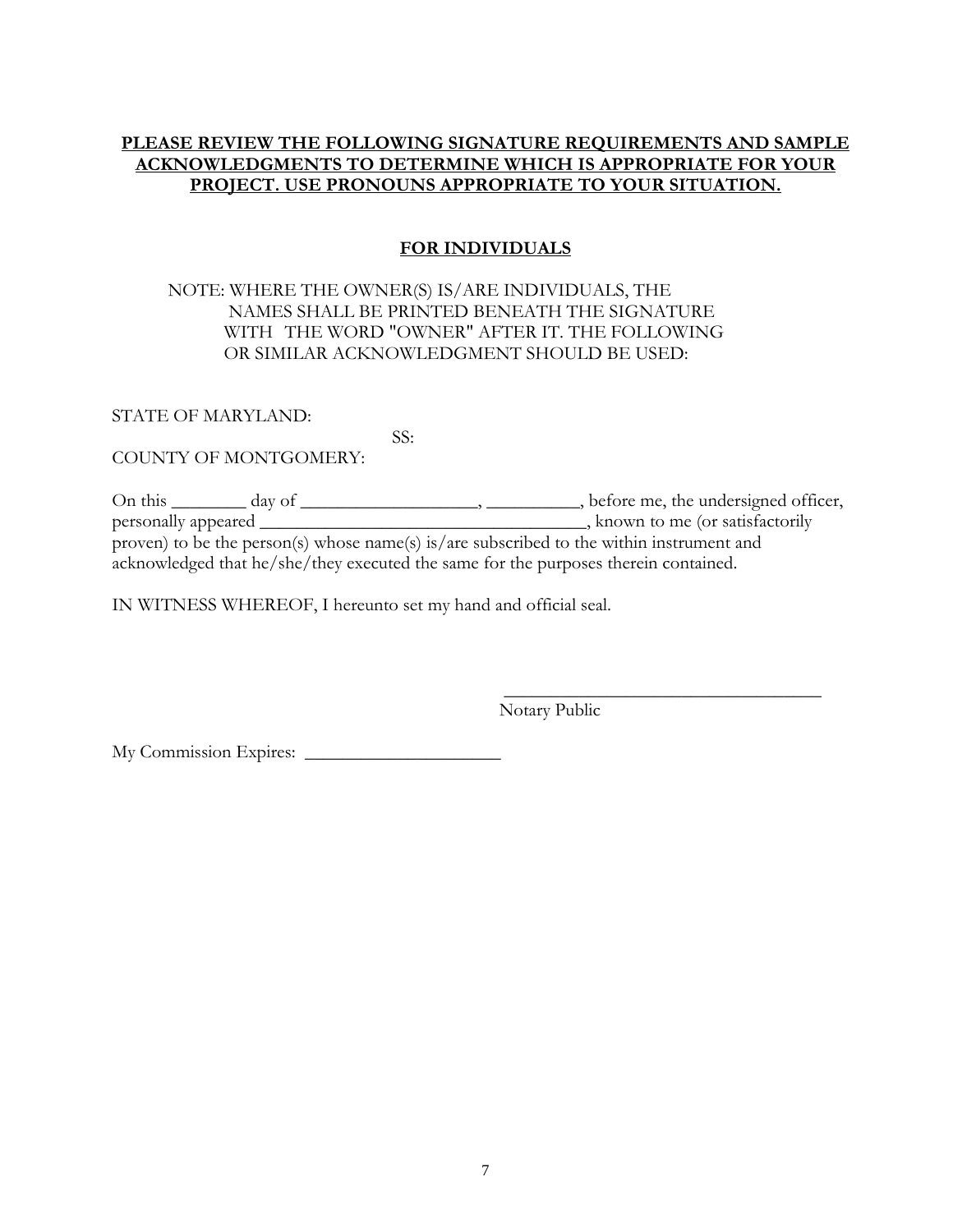**PLEASE REVIEW THE FOLLOWING SIGNATURE REQUIREMENTS AND SAMPLE ACKNOWLEDGMENTS TO DETERMINE WHICH IS APPROPRIATE FOR YOUR PROJECT. USE PRONOUNS APPROPRIATE TO YOUR SITUATION.**

## FOR INDIVIDUALS

NOTE: WHERE THE OWNER(S) IS/ARE INDIVIDUALS, THE NAMES SHALL BE PRINTED BENEATH THE SIGNATURE WITH THE WORD "OWNER" AFTER IT. THE FOLLOWING OR SIMILAR ACKNOWLEDGMENT SHOULD BE USED:

STATE OF MARYLAND:
SS:
COUNTY OF MONTGOMERY:

On this ________ day of ___________________, __________, before me, the undersigned officer, personally appeared ___________________________________, known to me (or satisfactorily proven) to be the person(s) whose name(s) is/are subscribed to the within instrument and acknowledged that he/she/they executed the same for the purposes therein contained.

IN WITNESS WHEREOF, I hereunto set my hand and official seal.

___________________________________
Notary Public

My Commission Expires: _____________________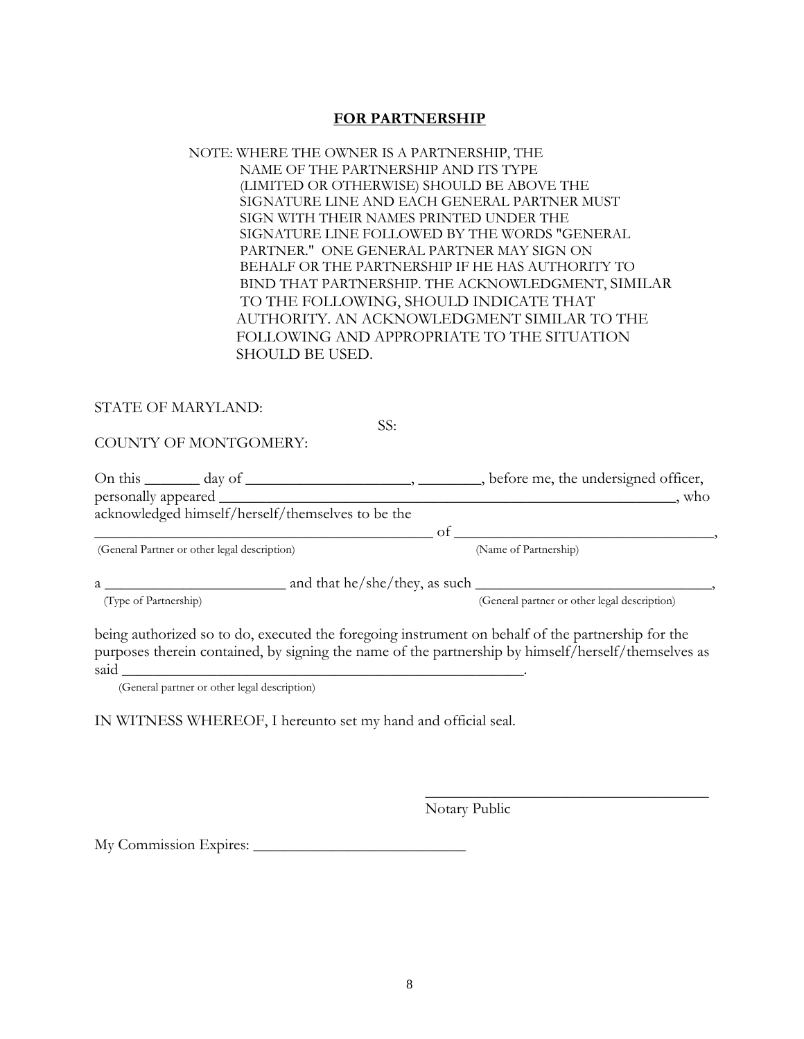## FOR PARTNERSHIP

NOTE: WHERE THE OWNER IS A PARTNERSHIP, THE NAME OF THE PARTNERSHIP AND ITS TYPE (LIMITED OR OTHERWISE) SHOULD BE ABOVE THE SIGNATURE LINE AND EACH GENERAL PARTNER MUST SIGN WITH THEIR NAMES PRINTED UNDER THE SIGNATURE LINE FOLLOWED BY THE WORDS "GENERAL PARTNER." ONE GENERAL PARTNER MAY SIGN ON BEHALF OR THE PARTNERSHIP IF HE HAS AUTHORITY TO BIND THAT PARTNERSHIP. THE ACKNOWLEDGMENT, SIMILAR TO THE FOLLOWING, SHOULD INDICATE THAT AUTHORITY. AN ACKNOWLEDGMENT SIMILAR TO THE FOLLOWING AND APPROPRIATE TO THE SITUATION SHOULD BE USED.

STATE OF MARYLAND:

SS:

COUNTY OF MONTGOMERY:

On this _______ day of _____________________, ________, before me, the undersigned officer, personally appeared ____________________________________________________________, who acknowledged himself/herself/themselves to be the

_______________________________________________ of _________________________________,
(General Partner or other legal description) (Name of Partnership)

a _______________________ and that he/she/they, as such ______________________________,
(Type of Partnership) (General partner or other legal description)

being authorized so to do, executed the foregoing instrument on behalf of the partnership for the purposes therein contained, by signing the name of the partnership by himself/herself/themselves as said _____________________________________________________.
(General partner or other legal description)

IN WITNESS WHEREOF, I hereunto set my hand and official seal.

_____________________________________
Notary Public

My Commission Expires: ___________________________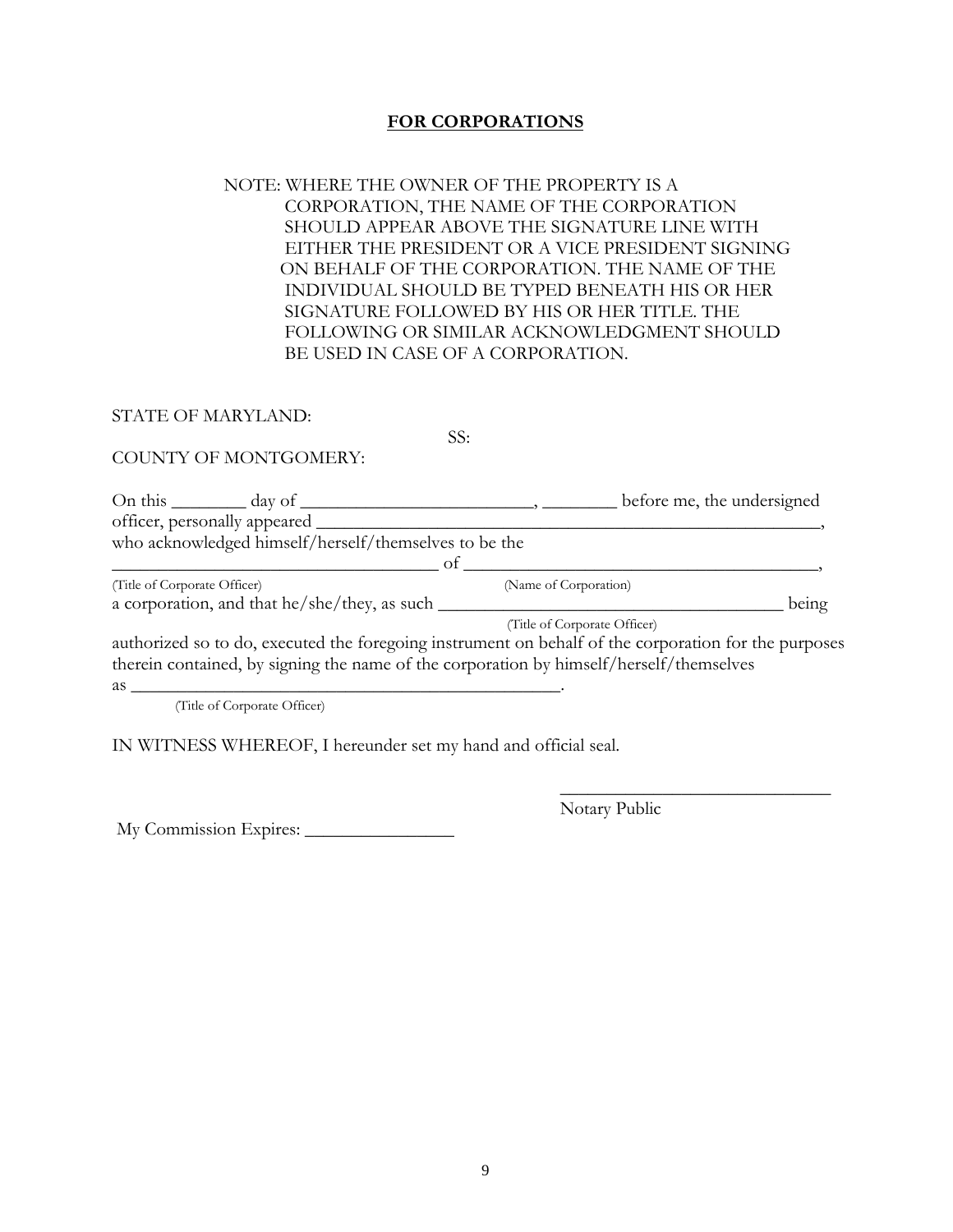**FOR CORPORATIONS**

NOTE: WHERE THE OWNER OF THE PROPERTY IS A CORPORATION, THE NAME OF THE CORPORATION SHOULD APPEAR ABOVE THE SIGNATURE LINE WITH EITHER THE PRESIDENT OR A VICE PRESIDENT SIGNING ON BEHALF OF THE CORPORATION. THE NAME OF THE INDIVIDUAL SHOULD BE TYPED BENEATH HIS OR HER SIGNATURE FOLLOWED BY HIS OR HER TITLE. THE FOLLOWING OR SIMILAR ACKNOWLEDGMENT SHOULD BE USED IN CASE OF A CORPORATION.

STATE OF MARYLAND:

SS:

COUNTY OF MONTGOMERY:

On this ________ day of _________________________, ________ before me, the undersigned officer, personally appeared ________________________________________________________, who acknowledged himself/herself/themselves to be the

____________________________________ of ______________________________________,
(Title of Corporate Officer) (Name of Corporation)

a corporation, and that he/she/they, as such _______________________________________ being
(Title of Corporate Officer)

authorized so to do, executed the foregoing instrument on behalf of the corporation for the purposes therein contained, by signing the name of the corporation by himself/herself/themselves as _______________________________________________.
(Title of Corporate Officer)

IN WITNESS WHEREOF, I hereunder set my hand and official seal.

______________________________
Notary Public

My Commission Expires: ________________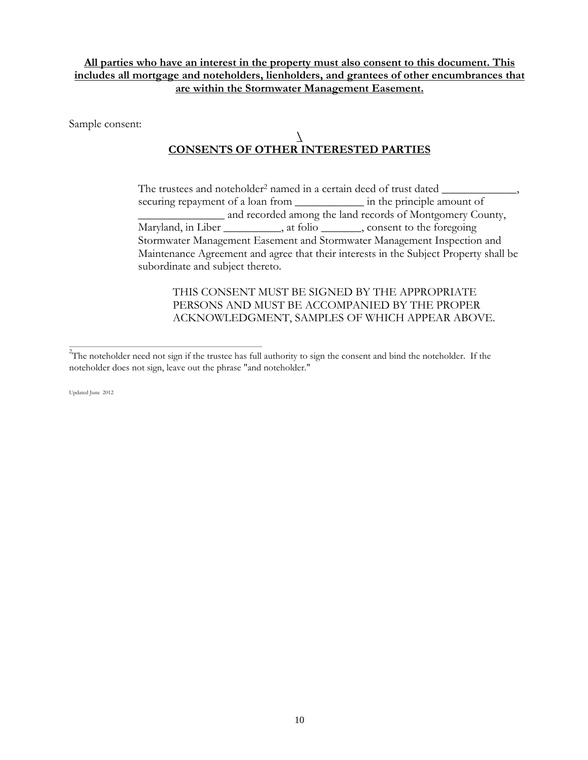**All parties who have an interest in the property must also consent to this document. This includes all mortgage and noteholders, lienholders, and grantees of other encumbrances that are within the Stormwater Management Easement.**

Sample consent:

\

## CONSENTS OF OTHER INTERESTED PARTIES

The trustees and noteholder[2] named in a certain deed of trust dated _____________, securing repayment of a loan from ____________ in the principle amount of _______________ and recorded among the land records of Montgomery County, Maryland, in Liber __________, at folio _______, consent to the foregoing Stormwater Management Easement and Stormwater Management Inspection and Maintenance Agreement and agree that their interests in the Subject Property shall be subordinate and subject thereto.

THIS CONSENT MUST BE SIGNED BY THE APPROPRIATE PERSONS AND MUST BE ACCOMPANIED BY THE PROPER ACKNOWLEDGMENT, SAMPLES OF WHICH APPEAR ABOVE.

---

[2]The noteholder need not sign if the trustee has full authority to sign the consent and bind the noteholder. If the noteholder does not sign, leave out the phrase "and noteholder."

Updated June 2012